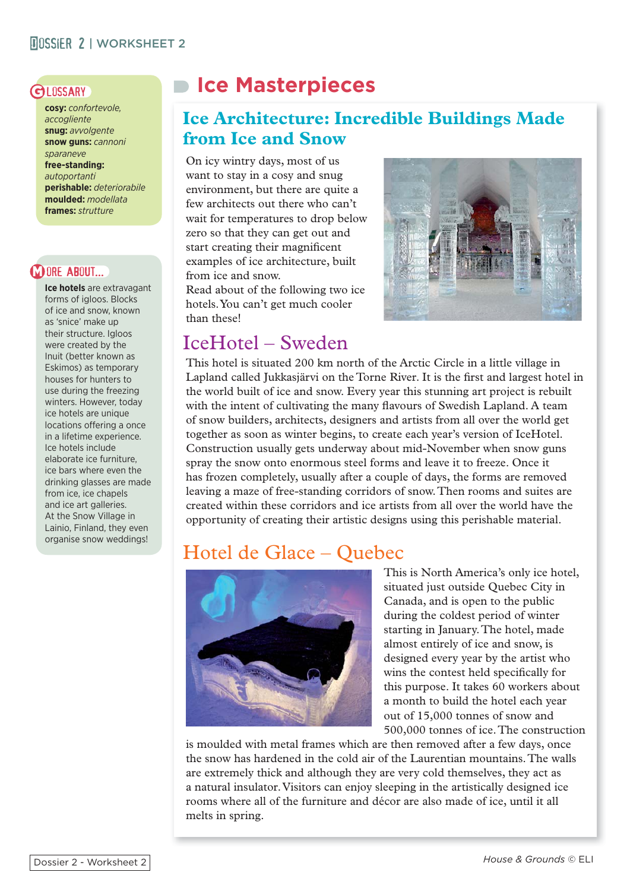# Ice Masterpieces

## Ice Architecture: Incredible Buildings Made from Ice and Snow

On icy wintry days, most of us want to stay in a cosy and snug environment, but there are quite a few architects out there who can't wait for temperatures to drop below zero so that they can get out and start creating their magnificent examples of ice architecture, built from ice and snow.
Read about the following two ice hotels. You can't get much cooler than these!

### IceHotel – Sweden

This hotel is situated 200 km north of the Arctic Circle in a little village in Lapland called Jukkasjärvi on the Torne River. It is the first and largest hotel in the world built of ice and snow. Every year this stunning art project is rebuilt with the intent of cultivating the many flavours of Swedish Lapland. A team of snow builders, architects, designers and artists from all over the world get together as soon as winter begins, to create each year's version of IceHotel. Construction usually gets underway about mid-November when snow guns spray the snow onto enormous steel forms and leave it to freeze. Once it has frozen completely, usually after a couple of days, the forms are removed leaving a maze of free-standing corridors of snow. Then rooms and suites are created within these corridors and ice artists from all over the world have the opportunity of creating their artistic designs using this perishable material.

### Hotel de Glace – Quebec

This is North America's only ice hotel, situated just outside Quebec City in Canada, and is open to the public during the coldest period of winter starting in January. The hotel, made almost entirely of ice and snow, is designed every year by the artist who wins the contest held specifically for this purpose. It takes 60 workers about a month to build the hotel each year out of 15,000 tonnes of snow and 500,000 tonnes of ice. The construction is moulded with metal frames which are then removed after a few days, once the snow has hardened in the cold air of the Laurentian mountains. The walls are extremely thick and although they are very cold themselves, they act as a natural insulator. Visitors can enjoy sleeping in the artistically designed ice rooms where all of the furniture and décor are also made of ice, until it all melts in spring.

---

**GLOSSARY**

**cosy:** *confortevole, accogliente*
**snug:** *avvolgente*
**snow guns:** *cannoni sparaneve*
**free-standing:** *autoportanti*
**perishable:** *deteriorabile*
**moulded:** *modellata*
**frames:** *strutture*

**MORE ABOUT...**

**Ice hotels** are extravagant forms of igloos. Blocks of ice and snow, known as 'snice' make up their structure. Igloos were created by the Inuit (better known as Eskimos) as temporary houses for hunters to use during the freezing winters. However, today ice hotels are unique locations offering a once in a lifetime experience. Ice hotels include elaborate ice furniture, ice bars where even the drinking glasses are made from ice, ice chapels and ice art galleries. At the Snow Village in Lainio, Finland, they even organise snow weddings!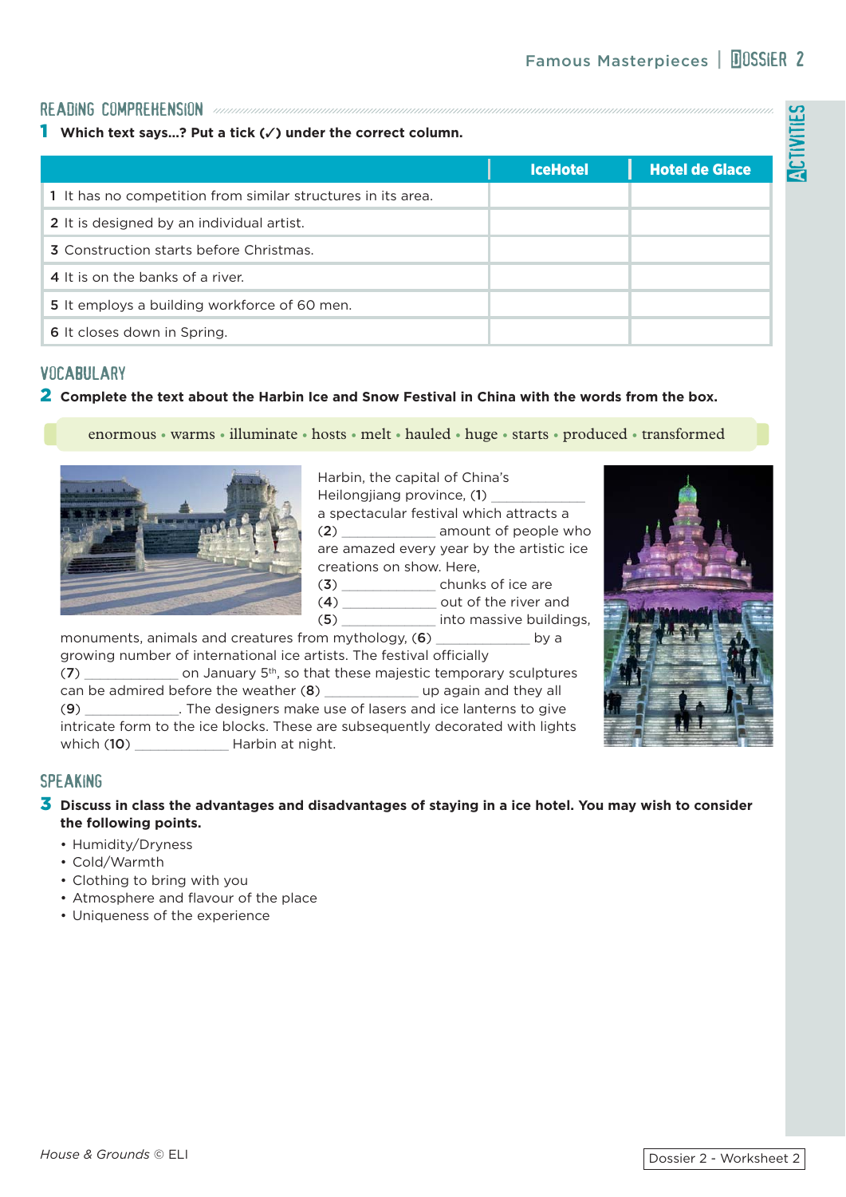## READING COMPREHENSION

**1 Which text says...? Put a tick (✓) under the correct column.**

| | IceHotel | Hotel de Glace |
|---|---|---|
| 1 It has no competition from similar structures in its area. | | |
| 2 It is designed by an individual artist. | | |
| 3 Construction starts before Christmas. | | |
| 4 It is on the banks of a river. | | |
| 5 It employs a building workforce of 60 men. | | |
| 6 It closes down in Spring. | | |

## VOCABULARY

**2 Complete the text about the Harbin Ice and Snow Festival in China with the words from the box.**

enormous • warms • illuminate • hosts • melt • hauled • huge • starts • produced • transformed

Harbin, the capital of China's Heilongjiang province, (**1**) _____________ a spectacular festival which attracts a (**2**) _____________ amount of people who are amazed every year by the artistic ice creations on show. Here, (**3**) _____________ chunks of ice are (**4**) _____________ out of the river and (**5**) _____________ into massive buildings, monuments, animals and creatures from mythology, (**6**) _____________ by a growing number of international ice artists. The festival officially (**7**) _____________ on January 5th, so that these majestic temporary sculptures can be admired before the weather (**8**) _____________ up again and they all (**9**) _____________. The designers make use of lasers and ice lanterns to give intricate form to the ice blocks. These are subsequently decorated with lights which (**10**) _____________ Harbin at night.

## SPEAKING

**3 Discuss in class the advantages and disadvantages of staying in a ice hotel. You may wish to consider the following points.**

- Humidity/Dryness
- Cold/Warmth
- Clothing to bring with you
- Atmosphere and flavour of the place
- Uniqueness of the experience